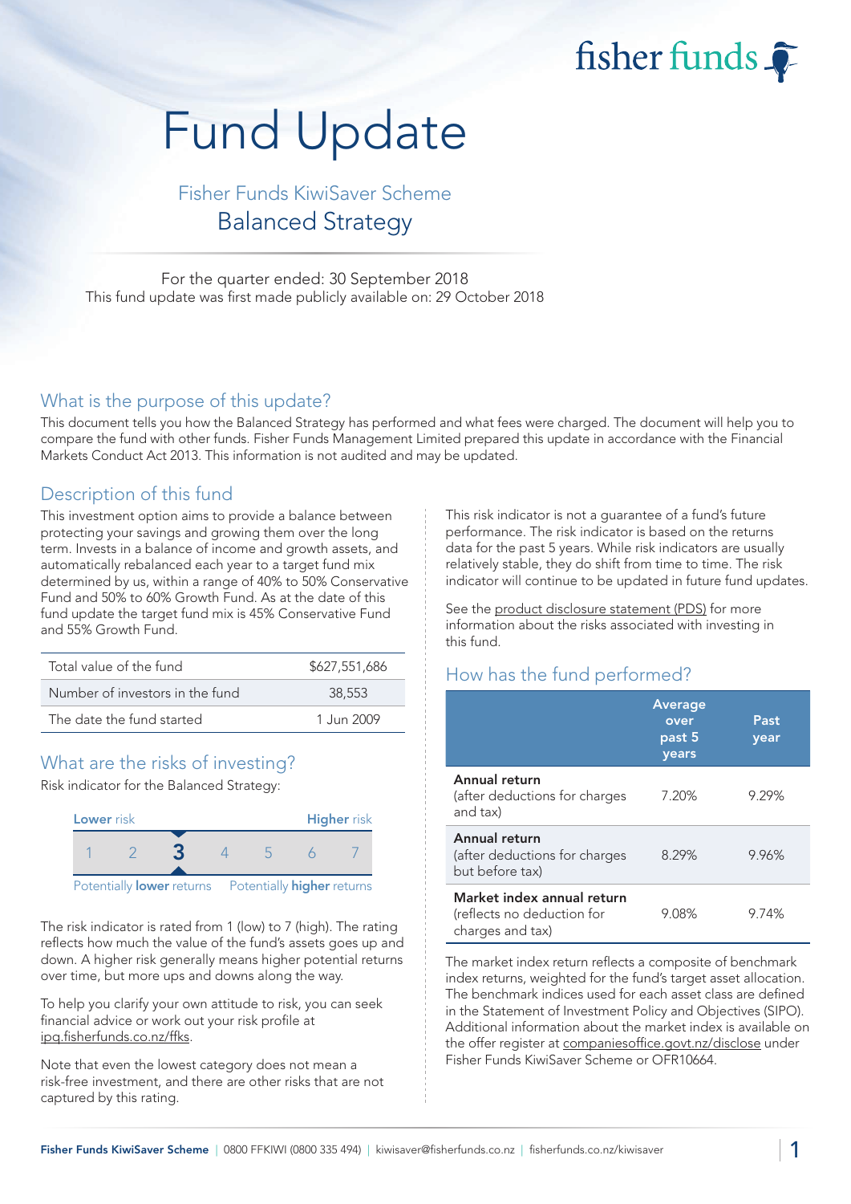# Fund Update

## Fisher Funds KiwiSaver Scheme

## Balanced Strategy

For the quarter ended: 30 September 2018

This fund update was first made publicly available on: 29 October 2018

## What is the purpose of this update?

This document tells you how the Balanced Strategy has performed and what fees were charged. The document will help you to compare the fund with other funds. Fisher Funds Management Limited prepared this update in accordance with the Financial Markets Conduct Act 2013. This information is not audited and may be updated.

## Description of this fund

This investment option aims to provide a balance between protecting your savings and growing them over the long term. Invests in a balance of income and growth assets, and automatically rebalanced each year to a target fund mix determined by us, within a range of 40% to 50% Conservative Fund and 50% to 60% Growth Fund. As at the date of this fund update the target fund mix is 45% Conservative Fund and 55% Growth Fund.

| | |
|---|---|
| Total value of the fund | $627,551,686 |
| Number of investors in the fund | 38,553 |
| The date the fund started | 1 Jun 2009 |

## What are the risks of investing?

Risk indicator for the Balanced Strategy:

| Lower risk | | | | | | Higher risk |
|---|---|---|---|---|---|---|
| 1 | 2 | **3** | 4 | 5 | 6 | 7 |

Potentially **lower** returns — Potentially **higher** returns

The risk indicator is rated from 1 (low) to 7 (high). The rating reflects how much the value of the fund's assets goes up and down. A higher risk generally means higher potential returns over time, but more ups and downs along the way.

To help you clarify your own attitude to risk, you can seek financial advice or work out your risk profile at ipq.fisherfunds.co.nz/ffks.

Note that even the lowest category does not mean a risk-free investment, and there are other risks that are not captured by this rating.

This risk indicator is not a guarantee of a fund's future performance. The risk indicator is based on the returns data for the past 5 years. While risk indicators are usually relatively stable, they do shift from time to time. The risk indicator will continue to be updated in future fund updates.

See the product disclosure statement (PDS) for more information about the risks associated with investing in this fund.

## How has the fund performed?

| | Average over past 5 years | Past year |
|---|---|---|
| **Annual return** (after deductions for charges and tax) | 7.20% | 9.29% |
| **Annual return** (after deductions for charges but before tax) | 8.29% | 9.96% |
| **Market index annual return** (reflects no deduction for charges and tax) | 9.08% | 9.74% |

The market index return reflects a composite of benchmark index returns, weighted for the fund's target asset allocation. The benchmark indices used for each asset class are defined in the Statement of Investment Policy and Objectives (SIPO). Additional information about the market index is available on the offer register at companiesoffice.govt.nz/disclose under Fisher Funds KiwiSaver Scheme or OFR10664.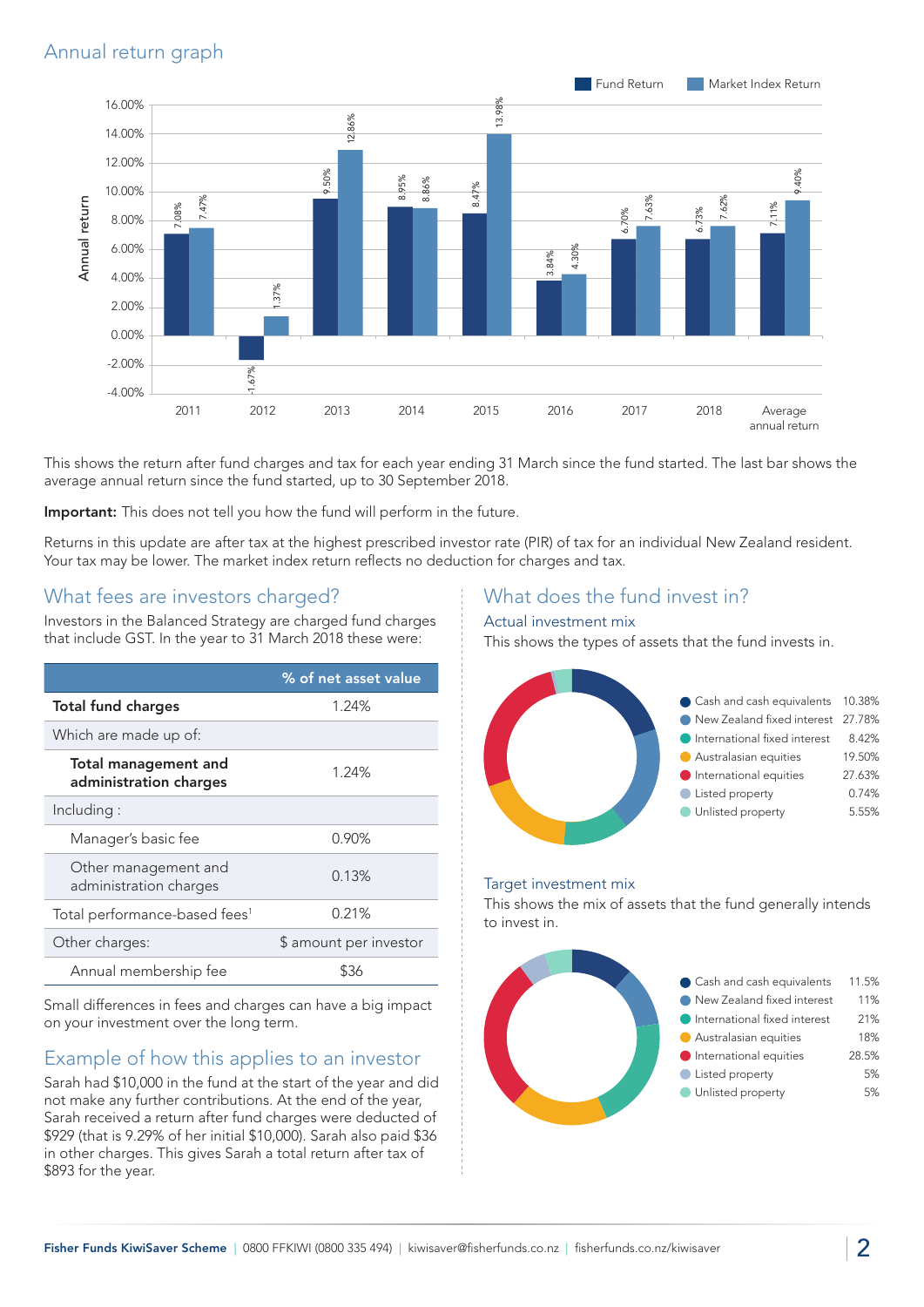## Annual return graph

| Year | Fund Return | Market Index Return |
|---|---|---|
| 2011 | 7.08% | 7.47% |
| 2012 | -1.67% | 1.37% |
| 2013 | 9.50% | 12.86% |
| 2014 | 8.95% | 8.86% |
| 2015 | 8.47% | 13.98% |
| 2016 | 3.84% | 4.30% |
| 2017 | 6.70% | 7.63% |
| 2018 | 6.73% | 7.62% |
| Average annual return | 7.11% | 9.40% |

This shows the return after fund charges and tax for each year ending 31 March since the fund started. The last bar shows the average annual return since the fund started, up to 30 September 2018.

**Important:** This does not tell you how the fund will perform in the future.

Returns in this update are after tax at the highest prescribed investor rate (PIR) of tax for an individual New Zealand resident. Your tax may be lower. The market index return reflects no deduction for charges and tax.

## What fees are investors charged?

Investors in the Balanced Strategy are charged fund charges that include GST. In the year to 31 March 2018 these were:

| | % of net asset value |
|---|---|
| **Total fund charges** | 1.24% |
| Which are made up of: | |
| **Total management and administration charges** | 1.24% |
| Including : | |
| Manager's basic fee | 0.90% |
| Other management and administration charges | 0.13% |
| Total performance-based fees[1] | 0.21% |
| Other charges: | $ amount per investor |
| Annual membership fee | $36 |

Small differences in fees and charges can have a big impact on your investment over the long term.

## Example of how this applies to an investor

Sarah had $10,000 in the fund at the start of the year and did not make any further contributions. At the end of the year, Sarah received a return after fund charges were deducted of $929 (that is 9.29% of her initial $10,000). Sarah also paid $36 in other charges. This gives Sarah a total return after tax of $893 for the year.

## What does the fund invest in?

### Actual investment mix

This shows the types of assets that the fund invests in.

| Asset type | % |
|---|---|
| Cash and cash equivalents | 10.38% |
| New Zealand fixed interest | 27.78% |
| International fixed interest | 8.42% |
| Australasian equities | 19.50% |
| International equities | 27.63% |
| Listed property | 0.74% |
| Unlisted property | 5.55% |

### Target investment mix

This shows the mix of assets that the fund generally intends to invest in.

| Asset type | % |
|---|---|
| Cash and cash equivalents | 11.5% |
| New Zealand fixed interest | 11% |
| International fixed interest | 21% |
| Australasian equities | 18% |
| International equities | 28.5% |
| Listed property | 5% |
| Unlisted property | 5% |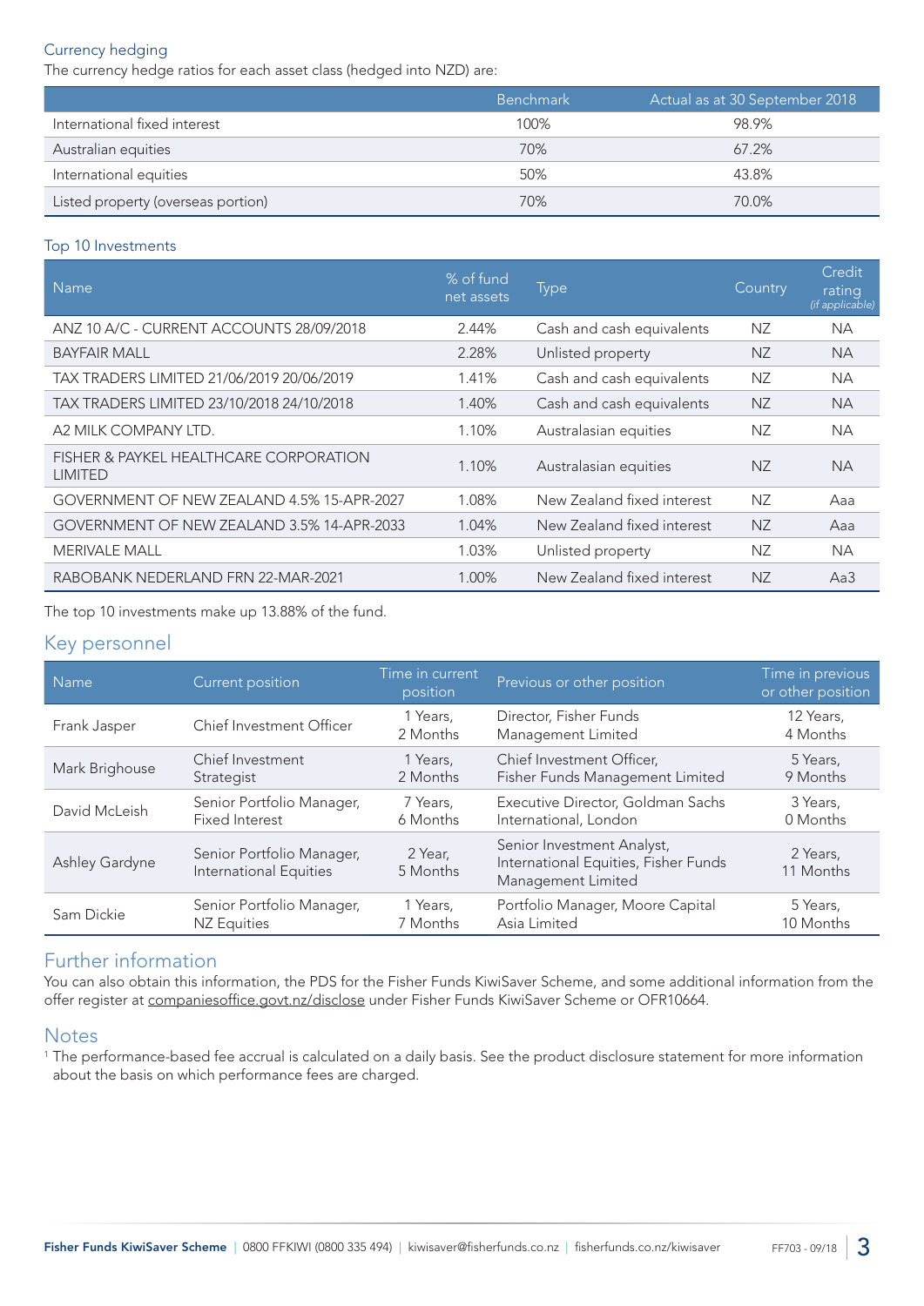### Currency hedging

The currency hedge ratios for each asset class (hedged into NZD) are:

| | Benchmark | Actual as at 30 September 2018 |
|---|---|---|
| International fixed interest | 100% | 98.9% |
| Australian equities | 70% | 67.2% |
| International equities | 50% | 43.8% |
| Listed property (overseas portion) | 70% | 70.0% |

### Top 10 Investments

| Name | % of fund net assets | Type | Country | Credit rating *(if applicable)* |
|---|---|---|---|---|
| ANZ 10 A/C - CURRENT ACCOUNTS 28/09/2018 | 2.44% | Cash and cash equivalents | NZ | NA |
| BAYFAIR MALL | 2.28% | Unlisted property | NZ | NA |
| TAX TRADERS LIMITED 21/06/2019 20/06/2019 | 1.41% | Cash and cash equivalents | NZ | NA |
| TAX TRADERS LIMITED 23/10/2018 24/10/2018 | 1.40% | Cash and cash equivalents | NZ | NA |
| A2 MILK COMPANY LTD. | 1.10% | Australasian equities | NZ | NA |
| FISHER & PAYKEL HEALTHCARE CORPORATION LIMITED | 1.10% | Australasian equities | NZ | NA |
| GOVERNMENT OF NEW ZEALAND 4.5% 15-APR-2027 | 1.08% | New Zealand fixed interest | NZ | Aaa |
| GOVERNMENT OF NEW ZEALAND 3.5% 14-APR-2033 | 1.04% | New Zealand fixed interest | NZ | Aaa |
| MERIVALE MALL | 1.03% | Unlisted property | NZ | NA |
| RABOBANK NEDERLAND FRN 22-MAR-2021 | 1.00% | New Zealand fixed interest | NZ | Aa3 |

The top 10 investments make up 13.88% of the fund.

## Key personnel

| Name | Current position | Time in current position | Previous or other position | Time in previous or other position |
|---|---|---|---|---|
| Frank Jasper | Chief Investment Officer | 1 Years, 2 Months | Director, Fisher Funds Management Limited | 12 Years, 4 Months |
| Mark Brighouse | Chief Investment Strategist | 1 Years, 2 Months | Chief Investment Officer, Fisher Funds Management Limited | 5 Years, 9 Months |
| David McLeish | Senior Portfolio Manager, Fixed Interest | 7 Years, 6 Months | Executive Director, Goldman Sachs International, London | 3 Years, 0 Months |
| Ashley Gardyne | Senior Portfolio Manager, International Equities | 2 Year, 5 Months | Senior Investment Analyst, International Equities, Fisher Funds Management Limited | 2 Years, 11 Months |
| Sam Dickie | Senior Portfolio Manager, NZ Equities | 1 Years, 7 Months | Portfolio Manager, Moore Capital Asia Limited | 5 Years, 10 Months |

## Further information

You can also obtain this information, the PDS for the Fisher Funds KiwiSaver Scheme, and some additional information from the offer register at companiesoffice.govt.nz/disclose under Fisher Funds KiwiSaver Scheme or OFR10664.

## Notes

[1] The performance-based fee accrual is calculated on a daily basis. See the product disclosure statement for more information about the basis on which performance fees are charged.